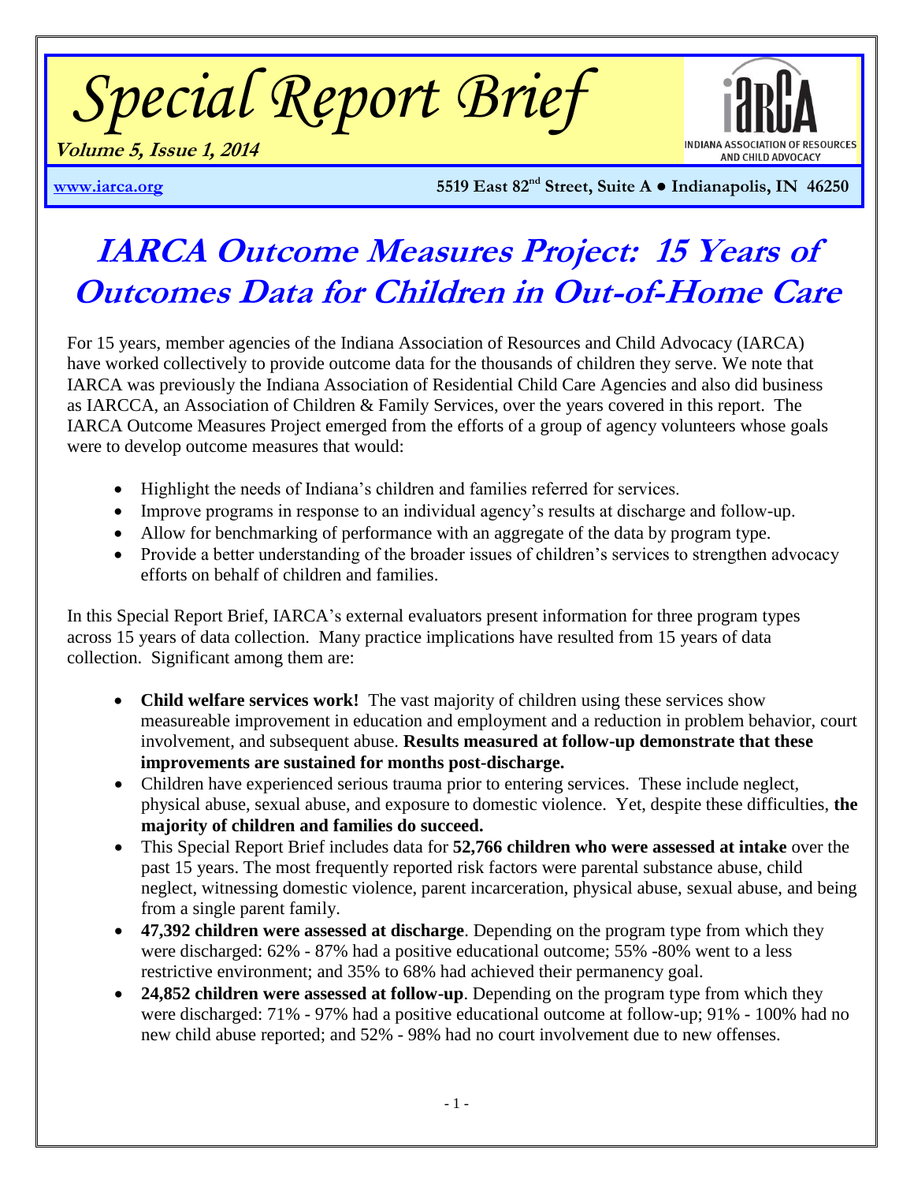# Special Report Brief

**Volume 5, Issue 1, 2014**

INDIANA ASSOCIATION OF RESOURCES AND CHILD ADVOCACY

www.iarca.org **5519 East 82nd Street, Suite A ● Indianapolis, IN 46250**

# IARCA Outcome Measures Project: 15 Years of Outcomes Data for Children in Out-of-Home Care

For 15 years, member agencies of the Indiana Association of Resources and Child Advocacy (IARCA) have worked collectively to provide outcome data for the thousands of children they serve. We note that IARCA was previously the Indiana Association of Residential Child Care Agencies and also did business as IARCCA, an Association of Children & Family Services, over the years covered in this report. The IARCA Outcome Measures Project emerged from the efforts of a group of agency volunteers whose goals were to develop outcome measures that would:

- Highlight the needs of Indiana's children and families referred for services.
- Improve programs in response to an individual agency's results at discharge and follow-up.
- Allow for benchmarking of performance with an aggregate of the data by program type.
- Provide a better understanding of the broader issues of children's services to strengthen advocacy efforts on behalf of children and families.

In this Special Report Brief, IARCA's external evaluators present information for three program types across 15 years of data collection. Many practice implications have resulted from 15 years of data collection. Significant among them are:

- **Child welfare services work!** The vast majority of children using these services show measureable improvement in education and employment and a reduction in problem behavior, court involvement, and subsequent abuse. **Results measured at follow-up demonstrate that these improvements are sustained for months post-discharge.**
- Children have experienced serious trauma prior to entering services. These include neglect, physical abuse, sexual abuse, and exposure to domestic violence. Yet, despite these difficulties, **the majority of children and families do succeed.**
- This Special Report Brief includes data for **52,766 children who were assessed at intake** over the past 15 years. The most frequently reported risk factors were parental substance abuse, child neglect, witnessing domestic violence, parent incarceration, physical abuse, sexual abuse, and being from a single parent family.
- **47,392 children were assessed at discharge**. Depending on the program type from which they were discharged: 62% - 87% had a positive educational outcome; 55% -80% went to a less restrictive environment; and 35% to 68% had achieved their permanency goal.
- **24,852 children were assessed at follow-up**. Depending on the program type from which they were discharged: 71% - 97% had a positive educational outcome at follow-up; 91% - 100% had no new child abuse reported; and 52% - 98% had no court involvement due to new offenses.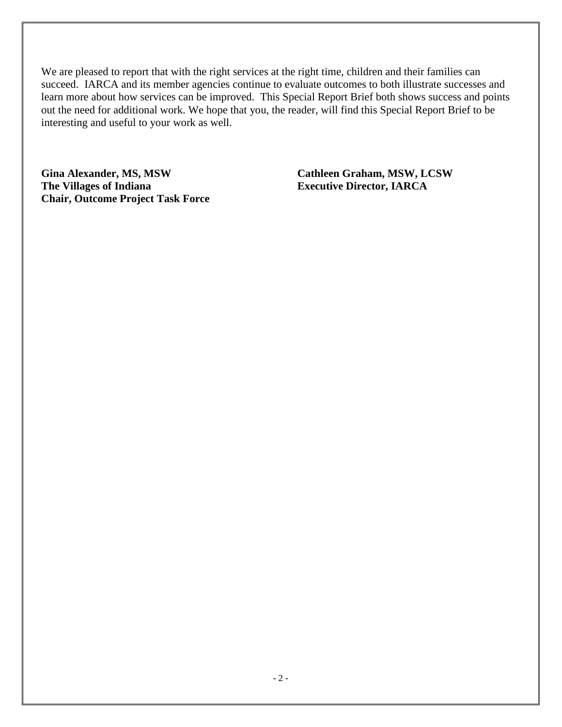We are pleased to report that with the right services at the right time, children and their families can succeed. IARCA and its member agencies continue to evaluate outcomes to both illustrate successes and learn more about how services can be improved. This Special Report Brief both shows success and points out the need for additional work. We hope that you, the reader, will find this Special Report Brief to be interesting and useful to your work as well.

**Gina Alexander, MS, MSW**
**The Villages of Indiana**
**Chair, Outcome Project Task Force**

**Cathleen Graham, MSW, LCSW**
**Executive Director, IARCA**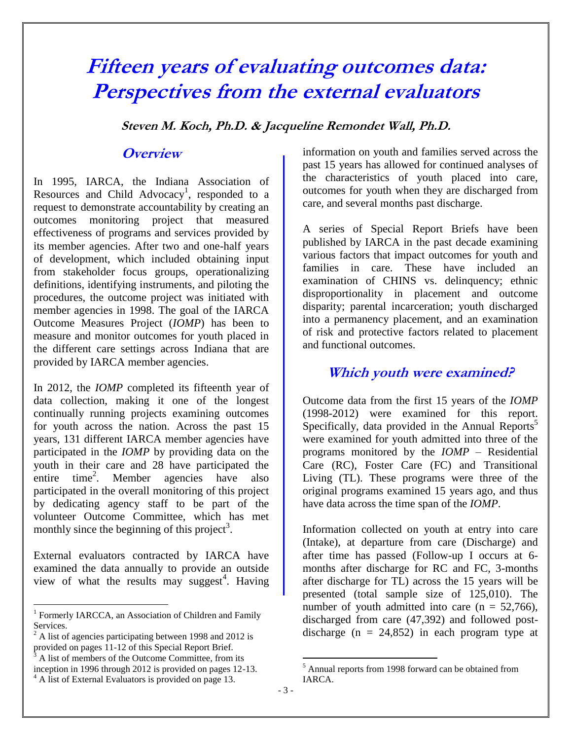# Fifteen years of evaluating outcomes data: Perspectives from the external evaluators

**Steven M. Koch, Ph.D. & Jacqueline Remondet Wall, Ph.D.**

## Overview

In 1995, IARCA, the Indiana Association of Resources and Child Advocacy[1], responded to a request to demonstrate accountability by creating an outcomes monitoring project that measured effectiveness of programs and services provided by its member agencies. After two and one-half years of development, which included obtaining input from stakeholder focus groups, operationalizing definitions, identifying instruments, and piloting the procedures, the outcome project was initiated with member agencies in 1998. The goal of the IARCA Outcome Measures Project (*IOMP*) has been to measure and monitor outcomes for youth placed in the different care settings across Indiana that are provided by IARCA member agencies.

In 2012, the *IOMP* completed its fifteenth year of data collection, making it one of the longest continually running projects examining outcomes for youth across the nation. Across the past 15 years, 131 different IARCA member agencies have participated in the *IOMP* by providing data on the youth in their care and 28 have participated the entire time[2]. Member agencies have also participated in the overall monitoring of this project by dedicating agency staff to be part of the volunteer Outcome Committee, which has met monthly since the beginning of this project[3].

External evaluators contracted by IARCA have examined the data annually to provide an outside view of what the results may suggest[4]. Having information on youth and families served across the past 15 years has allowed for continued analyses of the characteristics of youth placed into care, outcomes for youth when they are discharged from care, and several months past discharge.

A series of Special Report Briefs have been published by IARCA in the past decade examining various factors that impact outcomes for youth and families in care. These have included an examination of CHINS vs. delinquency; ethnic disproportionality in placement and outcome disparity; parental incarceration; youth discharged into a permanency placement, and an examination of risk and protective factors related to placement and functional outcomes.

## Which youth were examined?

Outcome data from the first 15 years of the *IOMP* (1998-2012) were examined for this report. Specifically, data provided in the Annual Reports[5] were examined for youth admitted into three of the programs monitored by the *IOMP* – Residential Care (RC), Foster Care (FC) and Transitional Living (TL). These programs were three of the original programs examined 15 years ago, and thus have data across the time span of the *IOMP*.

Information collected on youth at entry into care (Intake), at departure from care (Discharge) and after time has passed (Follow-up I occurs at 6-months after discharge for RC and FC, 3-months after discharge for TL) across the 15 years will be presented (total sample size of 125,010). The number of youth admitted into care (n = 52,766), discharged from care (47,392) and followed post-discharge (n = 24,852) in each program type at

---

[1] Formerly IARCCA, an Association of Children and Family Services.

[2] A list of agencies participating between 1998 and 2012 is provided on pages 11-12 of this Special Report Brief.

[3] A list of members of the Outcome Committee, from its inception in 1996 through 2012 is provided on pages 12-13.

[4] A list of External Evaluators is provided on page 13.

[5] Annual reports from 1998 forward can be obtained from IARCA.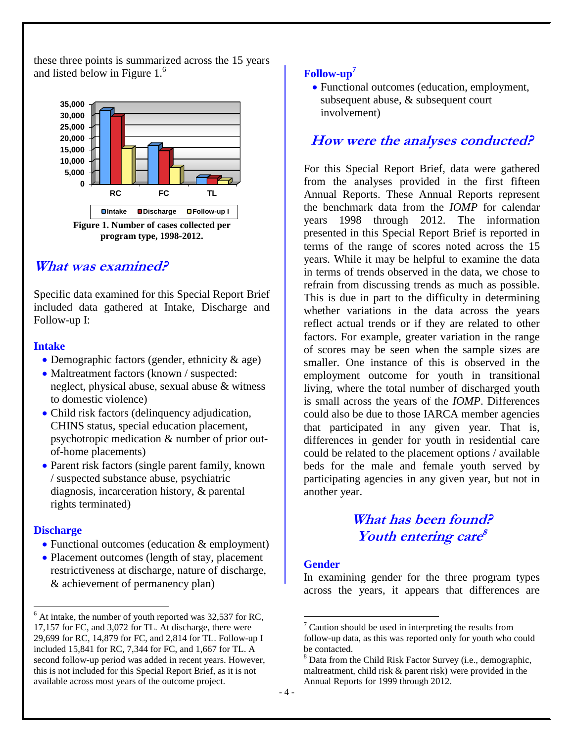these three points is summarized across the 15 years and listed below in Figure 1.[6]

**Figure 1. Number of cases collected per program type, 1998-2012.**

## *What was examined?*

Specific data examined for this Special Report Brief included data gathered at Intake, Discharge and Follow-up I:

### Intake

- Demographic factors (gender, ethnicity & age)
- Maltreatment factors (known / suspected: neglect, physical abuse, sexual abuse & witness to domestic violence)
- Child risk factors (delinquency adjudication, CHINS status, special education placement, psychotropic medication & number of prior out-of-home placements)
- Parent risk factors (single parent family, known / suspected substance abuse, psychiatric diagnosis, incarceration history, & parental rights terminated)

### Discharge

- Functional outcomes (education & employment)
- Placement outcomes (length of stay, placement restrictiveness at discharge, nature of discharge, & achievement of permanency plan)

### Follow-up[7]

- Functional outcomes (education, employment, subsequent abuse, & subsequent court involvement)

## *How were the analyses conducted?*

For this Special Report Brief, data were gathered from the analyses provided in the first fifteen Annual Reports. These Annual Reports represent the benchmark data from the *IOMP* for calendar years 1998 through 2012. The information presented in this Special Report Brief is reported in terms of the range of scores noted across the 15 years. While it may be helpful to examine the data in terms of trends observed in the data, we chose to refrain from discussing trends as much as possible. This is due in part to the difficulty in determining whether variations in the data across the years reflect actual trends or if they are related to other factors. For example, greater variation in the range of scores may be seen when the sample sizes are smaller. One instance of this is observed in the employment outcome for youth in transitional living, where the total number of discharged youth is small across the years of the *IOMP*. Differences could also be due to those IARCA member agencies that participated in any given year. That is, differences in gender for youth in residential care could be related to the placement options / available beds for the male and female youth served by participating agencies in any given year, but not in another year.

## *What has been found? Youth entering care*[8]

### Gender

In examining gender for the three program types across the years, it appears that differences are

---

[6] At intake, the number of youth reported was 32,537 for RC, 17,157 for FC, and 3,072 for TL. At discharge, there were 29,699 for RC, 14,879 for FC, and 2,814 for TL. Follow-up I included 15,841 for RC, 7,344 for FC, and 1,667 for TL. A second follow-up period was added in recent years. However, this is not included for this Special Report Brief, as it is not available across most years of the outcome project.

[7] Caution should be used in interpreting the results from follow-up data, as this was reported only for youth who could be contacted.

[8] Data from the Child Risk Factor Survey (i.e., demographic, maltreatment, child risk & parent risk) were provided in the Annual Reports for 1999 through 2012.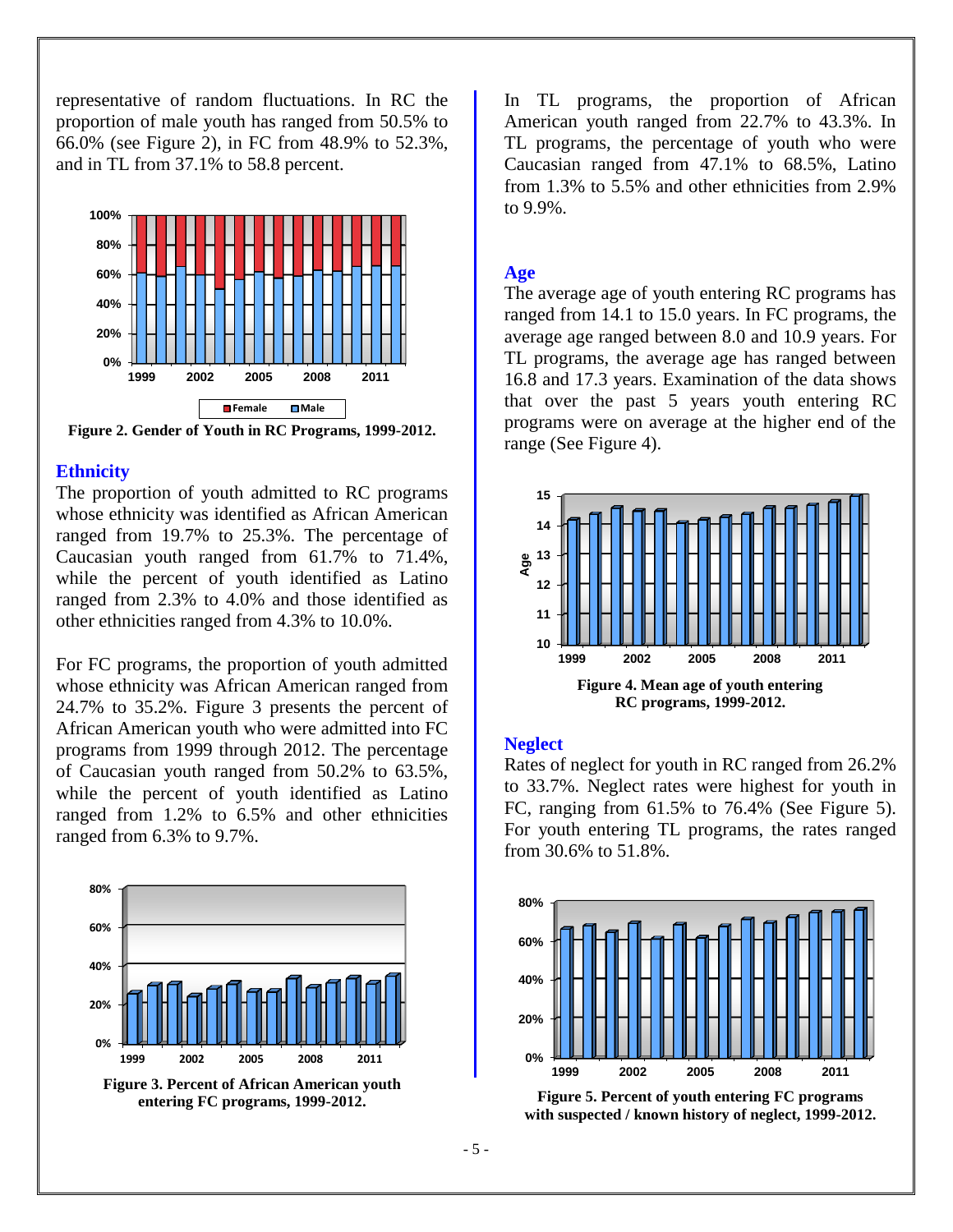representative of random fluctuations. In RC the proportion of male youth has ranged from 50.5% to 66.0% (see Figure 2), in FC from 48.9% to 52.3%, and in TL from 37.1% to 58.8 percent.

**Figure 2. Gender of Youth in RC Programs, 1999-2012.**

### Ethnicity

The proportion of youth admitted to RC programs whose ethnicity was identified as African American ranged from 19.7% to 25.3%. The percentage of Caucasian youth ranged from 61.7% to 71.4%, while the percent of youth identified as Latino ranged from 2.3% to 4.0% and those identified as other ethnicities ranged from 4.3% to 10.0%.

For FC programs, the proportion of youth admitted whose ethnicity was African American ranged from 24.7% to 35.2%. Figure 3 presents the percent of African American youth who were admitted into FC programs from 1999 through 2012. The percentage of Caucasian youth ranged from 50.2% to 63.5%, while the percent of youth identified as Latino ranged from 1.2% to 6.5% and other ethnicities ranged from 6.3% to 9.7%.

**Figure 3. Percent of African American youth entering FC programs, 1999-2012.**

In TL programs, the proportion of African American youth ranged from 22.7% to 43.3%. In TL programs, the percentage of youth who were Caucasian ranged from 47.1% to 68.5%, Latino from 1.3% to 5.5% and other ethnicities from 2.9% to 9.9%.

### Age

The average age of youth entering RC programs has ranged from 14.1 to 15.0 years. In FC programs, the average age ranged between 8.0 and 10.9 years. For TL programs, the average age has ranged between 16.8 and 17.3 years. Examination of the data shows that over the past 5 years youth entering RC programs were on average at the higher end of the range (See Figure 4).

**Figure 4. Mean age of youth entering RC programs, 1999-2012.**

### Neglect

Rates of neglect for youth in RC ranged from 26.2% to 33.7%. Neglect rates were highest for youth in FC, ranging from 61.5% to 76.4% (See Figure 5). For youth entering TL programs, the rates ranged from 30.6% to 51.8%.

**Figure 5. Percent of youth entering FC programs with suspected / known history of neglect, 1999-2012.**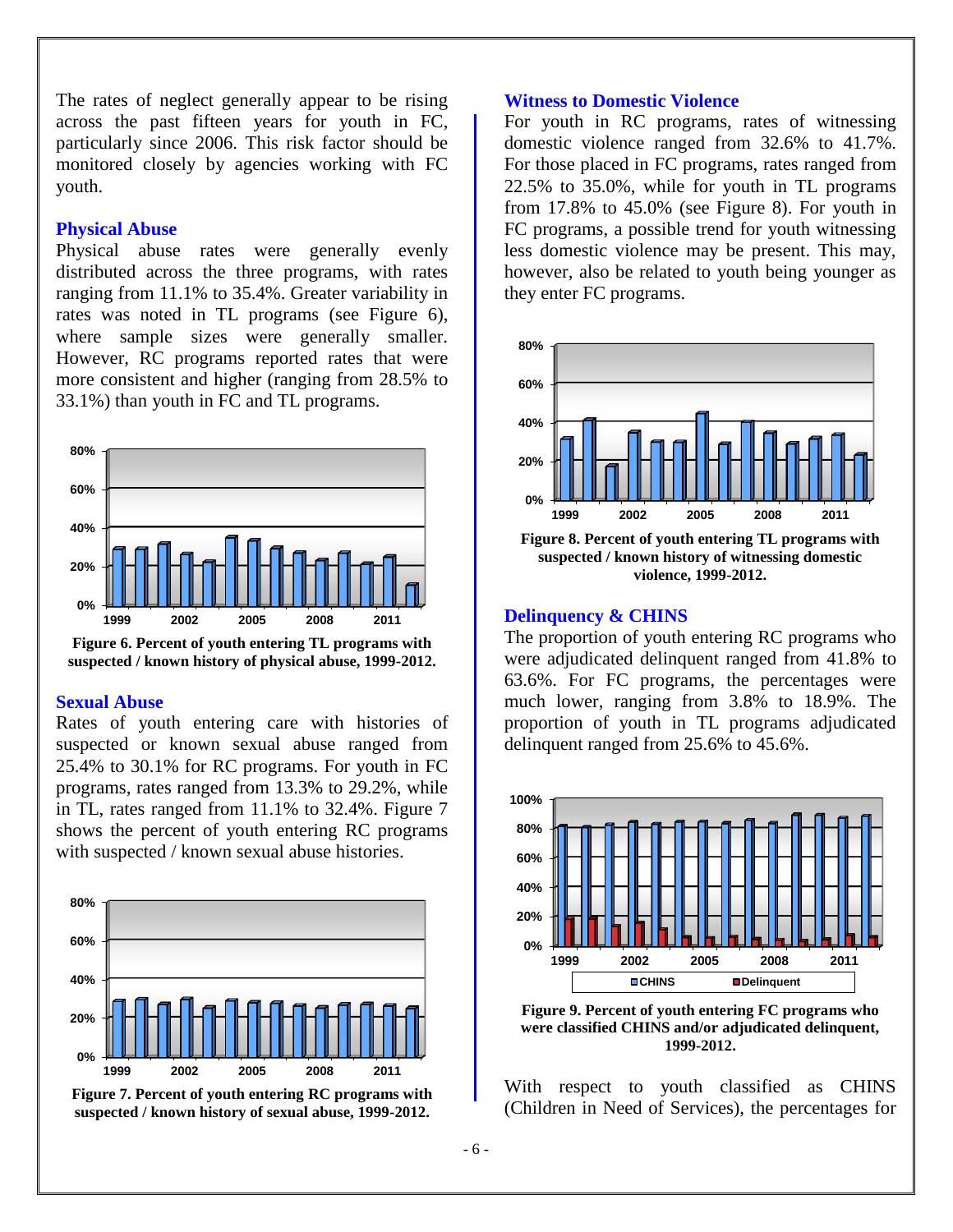The rates of neglect generally appear to be rising across the past fifteen years for youth in FC, particularly since 2006. This risk factor should be monitored closely by agencies working with FC youth.

### Physical Abuse

Physical abuse rates were generally evenly distributed across the three programs, with rates ranging from 11.1% to 35.4%. Greater variability in rates was noted in TL programs (see Figure 6), where sample sizes were generally smaller. However, RC programs reported rates that were more consistent and higher (ranging from 28.5% to 33.1%) than youth in FC and TL programs.

**Figure 6. Percent of youth entering TL programs with suspected / known history of physical abuse, 1999-2012.**

### Sexual Abuse

Rates of youth entering care with histories of suspected or known sexual abuse ranged from 25.4% to 30.1% for RC programs. For youth in FC programs, rates ranged from 13.3% to 29.2%, while in TL, rates ranged from 11.1% to 32.4%. Figure 7 shows the percent of youth entering RC programs with suspected / known sexual abuse histories.

**Figure 7. Percent of youth entering RC programs with suspected / known history of sexual abuse, 1999-2012.**

### Witness to Domestic Violence

For youth in RC programs, rates of witnessing domestic violence ranged from 32.6% to 41.7%. For those placed in FC programs, rates ranged from 22.5% to 35.0%, while for youth in TL programs from 17.8% to 45.0% (see Figure 8). For youth in FC programs, a possible trend for youth witnessing less domestic violence may be present. This may, however, also be related to youth being younger as they enter FC programs.

**Figure 8. Percent of youth entering TL programs with suspected / known history of witnessing domestic violence, 1999-2012.**

### Delinquency & CHINS

The proportion of youth entering RC programs who were adjudicated delinquent ranged from 41.8% to 63.6%. For FC programs, the percentages were much lower, ranging from 3.8% to 18.9%. The proportion of youth in TL programs adjudicated delinquent ranged from 25.6% to 45.6%.

**Figure 9. Percent of youth entering FC programs who were classified CHINS and/or adjudicated delinquent, 1999-2012.**

With respect to youth classified as CHINS (Children in Need of Services), the percentages for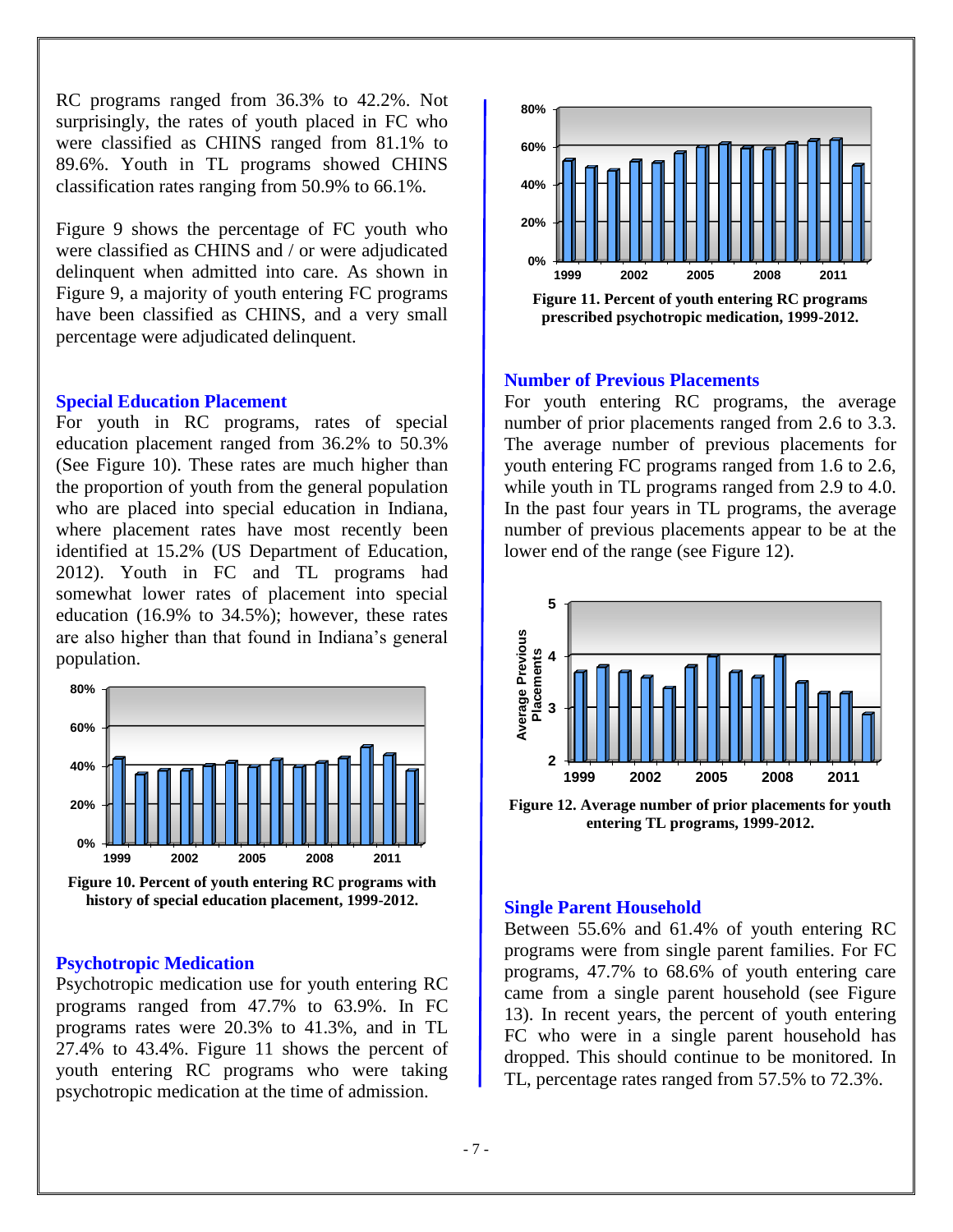RC programs ranged from 36.3% to 42.2%. Not surprisingly, the rates of youth placed in FC who were classified as CHINS ranged from 81.1% to 89.6%. Youth in TL programs showed CHINS classification rates ranging from 50.9% to 66.1%.

Figure 9 shows the percentage of FC youth who were classified as CHINS and / or were adjudicated delinquent when admitted into care. As shown in Figure 9, a majority of youth entering FC programs have been classified as CHINS, and a very small percentage were adjudicated delinquent.

### Special Education Placement

For youth in RC programs, rates of special education placement ranged from 36.2% to 50.3% (See Figure 10). These rates are much higher than the proportion of youth from the general population who are placed into special education in Indiana, where placement rates have most recently been identified at 15.2% (US Department of Education, 2012). Youth in FC and TL programs had somewhat lower rates of placement into special education (16.9% to 34.5%); however, these rates are also higher than that found in Indiana's general population.

**Figure 10. Percent of youth entering RC programs with history of special education placement, 1999-2012.**

### Psychotropic Medication

Psychotropic medication use for youth entering RC programs ranged from 47.7% to 63.9%. In FC programs rates were 20.3% to 41.3%, and in TL 27.4% to 43.4%. Figure 11 shows the percent of youth entering RC programs who were taking psychotropic medication at the time of admission.

**Figure 11. Percent of youth entering RC programs prescribed psychotropic medication, 1999-2012.**

### Number of Previous Placements

For youth entering RC programs, the average number of prior placements ranged from 2.6 to 3.3. The average number of previous placements for youth entering FC programs ranged from 1.6 to 2.6, while youth in TL programs ranged from 2.9 to 4.0. In the past four years in TL programs, the average number of previous placements appear to be at the lower end of the range (see Figure 12).

**Figure 12. Average number of prior placements for youth entering TL programs, 1999-2012.**

### Single Parent Household

Between 55.6% and 61.4% of youth entering RC programs were from single parent families. For FC programs, 47.7% to 68.6% of youth entering care came from a single parent household (see Figure 13). In recent years, the percent of youth entering FC who were in a single parent household has dropped. This should continue to be monitored. In TL, percentage rates ranged from 57.5% to 72.3%.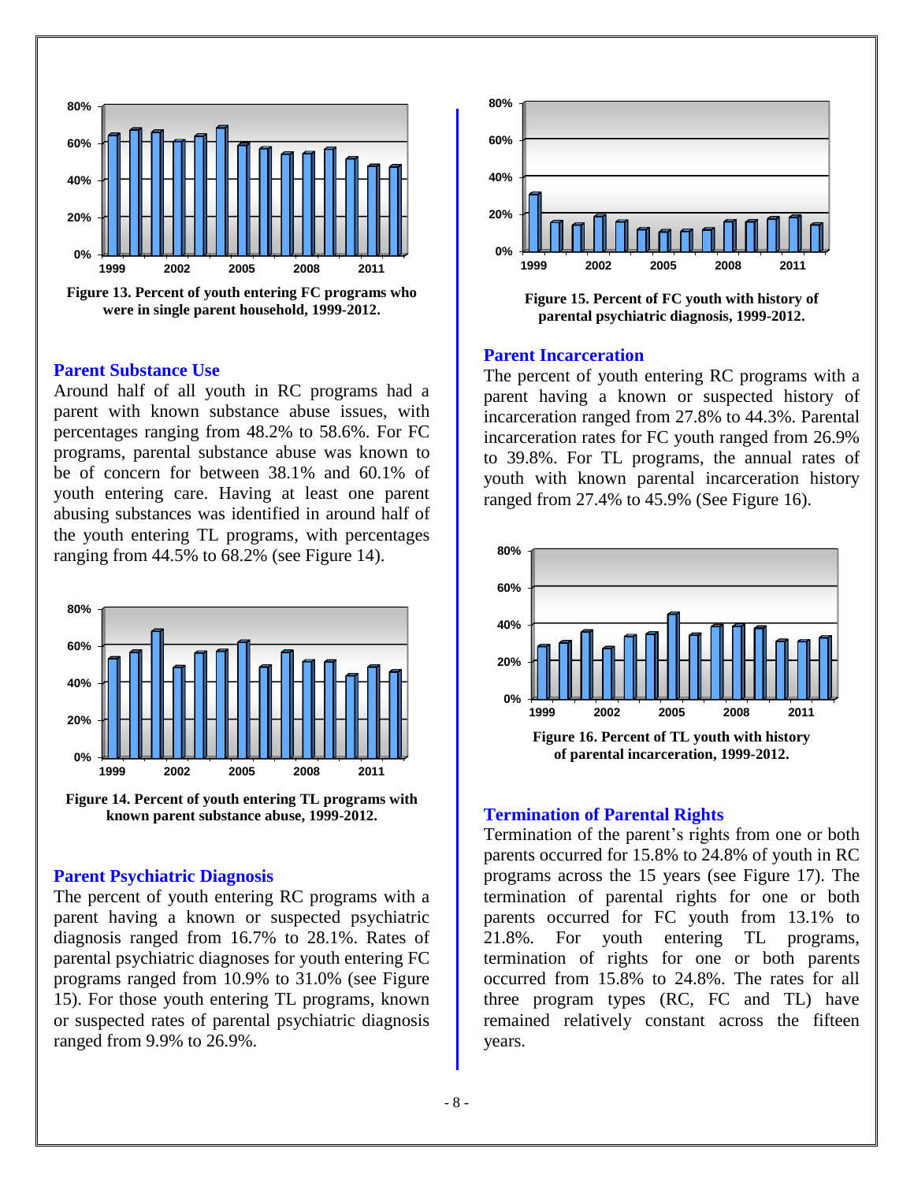Figure 13. Percent of youth entering FC programs who were in single parent household, 1999-2012.

### Parent Substance Use

Around half of all youth in RC programs had a parent with known substance abuse issues, with percentages ranging from 48.2% to 58.6%. For FC programs, parental substance abuse was known to be of concern for between 38.1% and 60.1% of youth entering care. Having at least one parent abusing substances was identified in around half of the youth entering TL programs, with percentages ranging from 44.5% to 68.2% (see Figure 14).

Figure 14. Percent of youth entering TL programs with known parent substance abuse, 1999-2012.

### Parent Psychiatric Diagnosis

The percent of youth entering RC programs with a parent having a known or suspected psychiatric diagnosis ranged from 16.7% to 28.1%. Rates of parental psychiatric diagnoses for youth entering FC programs ranged from 10.9% to 31.0% (see Figure 15). For those youth entering TL programs, known or suspected rates of parental psychiatric diagnosis ranged from 9.9% to 26.9%.

Figure 15. Percent of FC youth with history of parental psychiatric diagnosis, 1999-2012.

### Parent Incarceration

The percent of youth entering RC programs with a parent having a known or suspected history of incarceration ranged from 27.8% to 44.3%. Parental incarceration rates for FC youth ranged from 26.9% to 39.8%. For TL programs, the annual rates of youth with known parental incarceration history ranged from 27.4% to 45.9% (See Figure 16).

Figure 16. Percent of TL youth with history of parental incarceration, 1999-2012.

### Termination of Parental Rights

Termination of the parent's rights from one or both parents occurred for 15.8% to 24.8% of youth in RC programs across the 15 years (see Figure 17). The termination of parental rights for one or both parents occurred for FC youth from 13.1% to 21.8%. For youth entering TL programs, termination of rights for one or both parents occurred from 15.8% to 24.8%. The rates for all three program types (RC, FC and TL) have remained relatively constant across the fifteen years.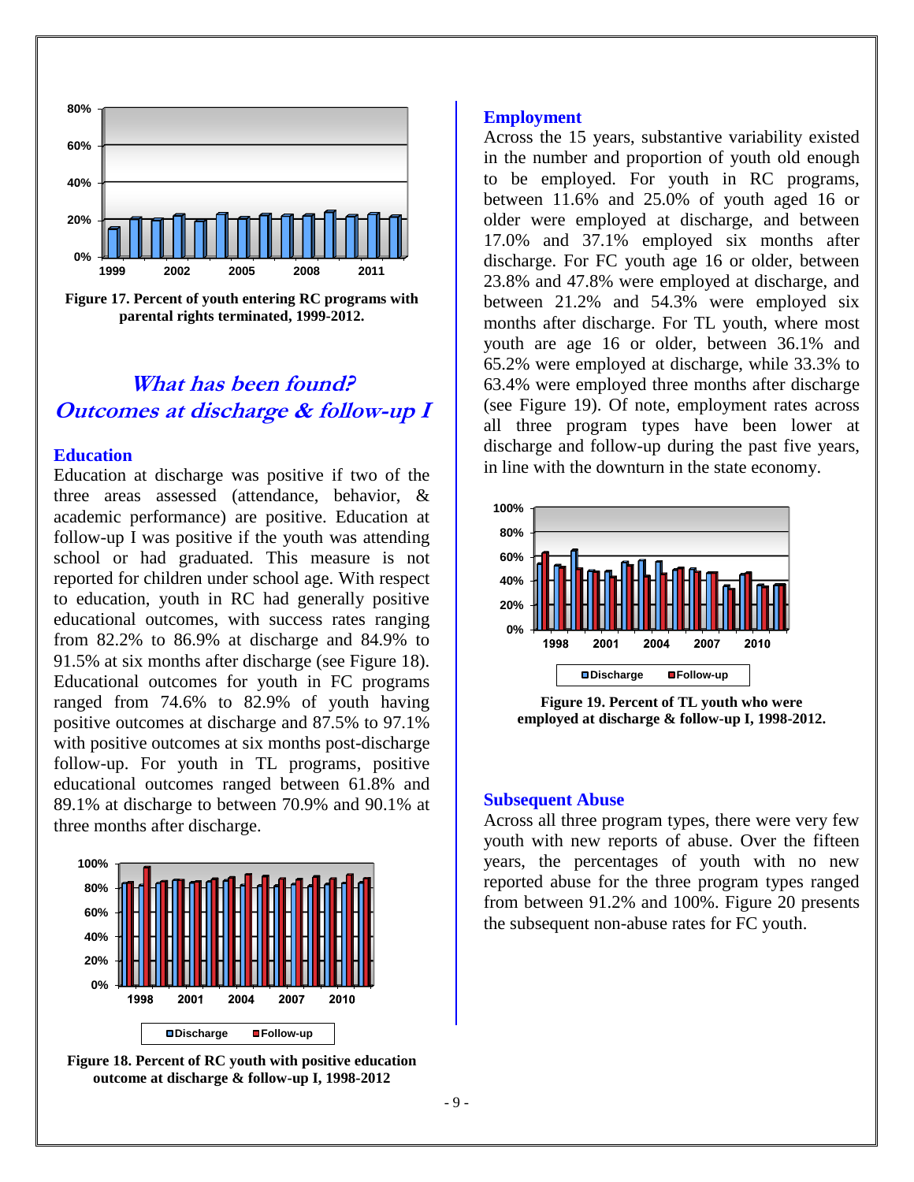Figure 17. Percent of youth entering RC programs with parental rights terminated, 1999-2012.

## *What has been found? Outcomes at discharge & follow-up I*

### Education

Education at discharge was positive if two of the three areas assessed (attendance, behavior, & academic performance) are positive. Education at follow-up I was positive if the youth was attending school or had graduated. This measure is not reported for children under school age. With respect to education, youth in RC had generally positive educational outcomes, with success rates ranging from 82.2% to 86.9% at discharge and 84.9% to 91.5% at six months after discharge (see Figure 18). Educational outcomes for youth in FC programs ranged from 74.6% to 82.9% of youth having positive outcomes at discharge and 87.5% to 97.1% with positive outcomes at six months post-discharge follow-up. For youth in TL programs, positive educational outcomes ranged between 61.8% and 89.1% at discharge to between 70.9% and 90.1% at three months after discharge.

Figure 18. Percent of RC youth with positive education outcome at discharge & follow-up I, 1998-2012

### Employment

Across the 15 years, substantive variability existed in the number and proportion of youth old enough to be employed. For youth in RC programs, between 11.6% and 25.0% of youth aged 16 or older were employed at discharge, and between 17.0% and 37.1% employed six months after discharge. For FC youth age 16 or older, between 23.8% and 47.8% were employed at discharge, and between 21.2% and 54.3% were employed six months after discharge. For TL youth, where most youth are age 16 or older, between 36.1% and 65.2% were employed at discharge, while 33.3% to 63.4% were employed three months after discharge (see Figure 19). Of note, employment rates across all three program types have been lower at discharge and follow-up during the past five years, in line with the downturn in the state economy.

Figure 19. Percent of TL youth who were employed at discharge & follow-up I, 1998-2012.

### Subsequent Abuse

Across all three program types, there were very few youth with new reports of abuse. Over the fifteen years, the percentages of youth with no new reported abuse for the three program types ranged from between 91.2% and 100%. Figure 20 presents the subsequent non-abuse rates for FC youth.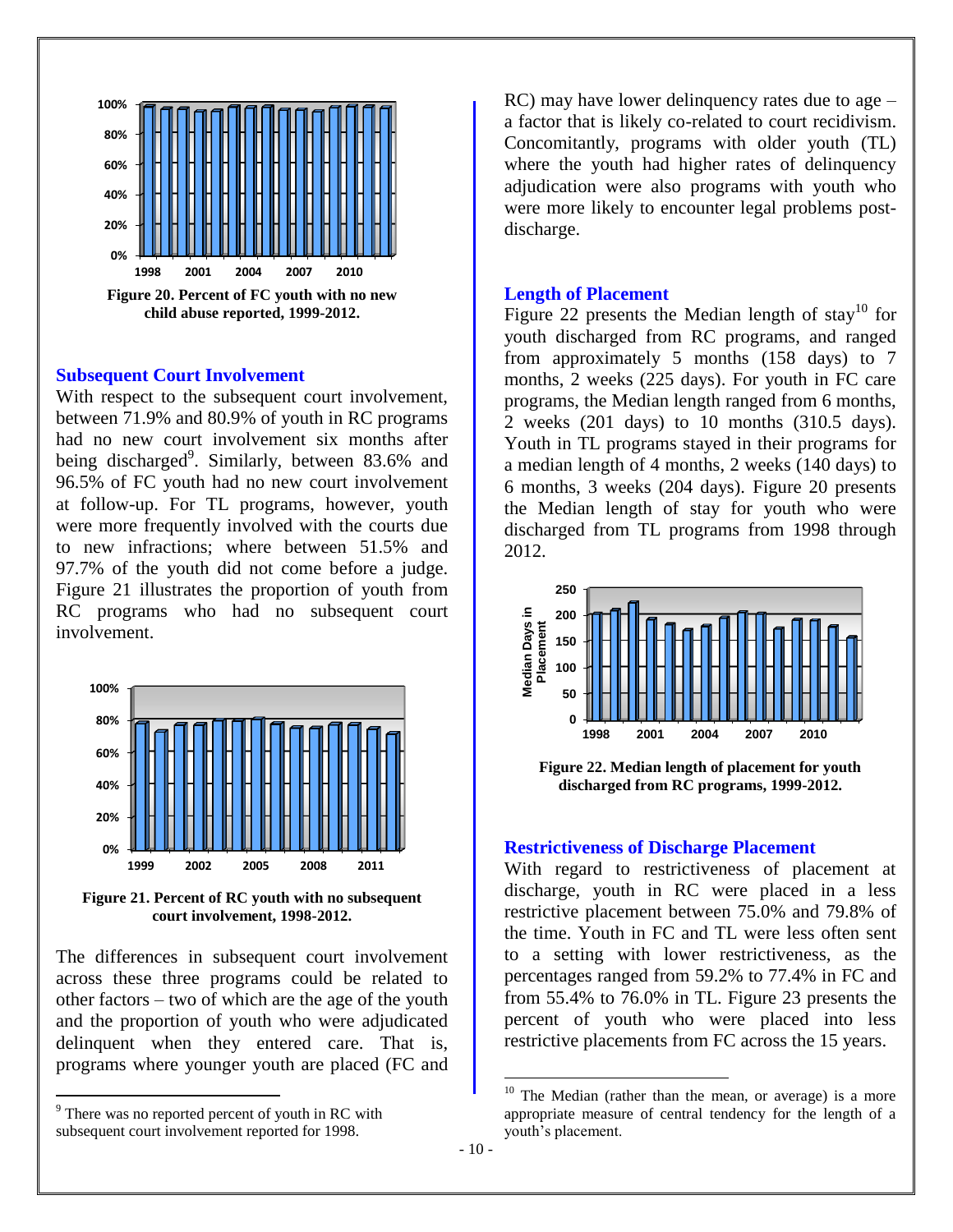Figure 20. Percent of FC youth with no new child abuse reported, 1999-2012.

### Subsequent Court Involvement

With respect to the subsequent court involvement, between 71.9% and 80.9% of youth in RC programs had no new court involvement six months after being discharged[9]. Similarly, between 83.6% and 96.5% of FC youth had no new court involvement at follow-up. For TL programs, however, youth were more frequently involved with the courts due to new infractions; where between 51.5% and 97.7% of the youth did not come before a judge. Figure 21 illustrates the proportion of youth from RC programs who had no subsequent court involvement.

Figure 21. Percent of RC youth with no subsequent court involvement, 1998-2012.

The differences in subsequent court involvement across these three programs could be related to other factors – two of which are the age of the youth and the proportion of youth who were adjudicated delinquent when they entered care. That is, programs where younger youth are placed (FC and RC) may have lower delinquency rates due to age – a factor that is likely co-related to court recidivism. Concomitantly, programs with older youth (TL) where the youth had higher rates of delinquency adjudication were also programs with youth who were more likely to encounter legal problems post-discharge.

### Length of Placement

Figure 22 presents the Median length of stay[10] for youth discharged from RC programs, and ranged from approximately 5 months (158 days) to 7 months, 2 weeks (225 days). For youth in FC care programs, the Median length ranged from 6 months, 2 weeks (201 days) to 10 months (310.5 days). Youth in TL programs stayed in their programs for a median length of 4 months, 2 weeks (140 days) to 6 months, 3 weeks (204 days). Figure 20 presents the Median length of stay for youth who were discharged from TL programs from 1998 through 2012.

Figure 22. Median length of placement for youth discharged from RC programs, 1999-2012.

### Restrictiveness of Discharge Placement

With regard to restrictiveness of placement at discharge, youth in RC were placed in a less restrictive placement between 75.0% and 79.8% of the time. Youth in FC and TL were less often sent to a setting with lower restrictiveness, as the percentages ranged from 59.2% to 77.4% in FC and from 55.4% to 76.0% in TL. Figure 23 presents the percent of youth who were placed into less restrictive placements from FC across the 15 years.

---

[9] There was no reported percent of youth in RC with subsequent court involvement reported for 1998.

[10] The Median (rather than the mean, or average) is a more appropriate measure of central tendency for the length of a youth's placement.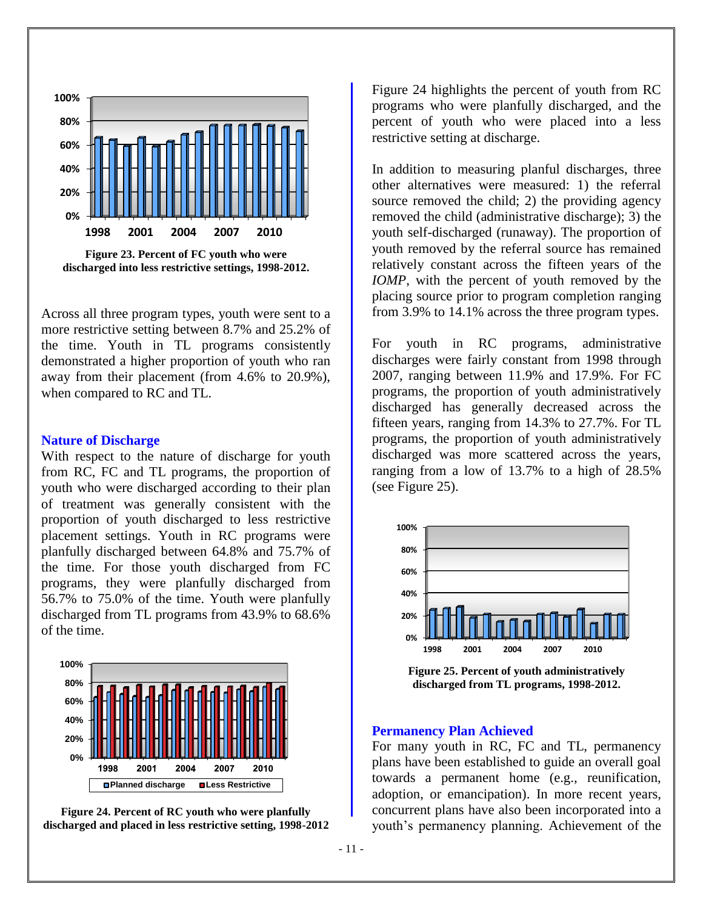Figure 23. Percent of FC youth who were discharged into less restrictive settings, 1998-2012.

Across all three program types, youth were sent to a more restrictive setting between 8.7% and 25.2% of the time. Youth in TL programs consistently demonstrated a higher proportion of youth who ran away from their placement (from 4.6% to 20.9%), when compared to RC and TL.

### Nature of Discharge

With respect to the nature of discharge for youth from RC, FC and TL programs, the proportion of youth who were discharged according to their plan of treatment was generally consistent with the proportion of youth discharged to less restrictive placement settings. Youth in RC programs were planfully discharged between 64.8% and 75.7% of the time. For those youth discharged from FC programs, they were planfully discharged from 56.7% to 75.0% of the time. Youth were planfully discharged from TL programs from 43.9% to 68.6% of the time.

Figure 24. Percent of RC youth who were planfully discharged and placed in less restrictive setting, 1998-2012

Figure 24 highlights the percent of youth from RC programs who were planfully discharged, and the percent of youth who were placed into a less restrictive setting at discharge.

In addition to measuring planful discharges, three other alternatives were measured: 1) the referral source removed the child; 2) the providing agency removed the child (administrative discharge); 3) the youth self-discharged (runaway). The proportion of youth removed by the referral source has remained relatively constant across the fifteen years of the *IOMP*, with the percent of youth removed by the placing source prior to program completion ranging from 3.9% to 14.1% across the three program types.

For youth in RC programs, administrative discharges were fairly constant from 1998 through 2007, ranging between 11.9% and 17.9%. For FC programs, the proportion of youth administratively discharged has generally decreased across the fifteen years, ranging from 14.3% to 27.7%. For TL programs, the proportion of youth administratively discharged was more scattered across the years, ranging from a low of 13.7% to a high of 28.5% (see Figure 25).

Figure 25. Percent of youth administratively discharged from TL programs, 1998-2012.

### Permanency Plan Achieved

For many youth in RC, FC and TL, permanency plans have been established to guide an overall goal towards a permanent home (e.g., reunification, adoption, or emancipation). In more recent years, concurrent plans have also been incorporated into a youth's permanency planning. Achievement of the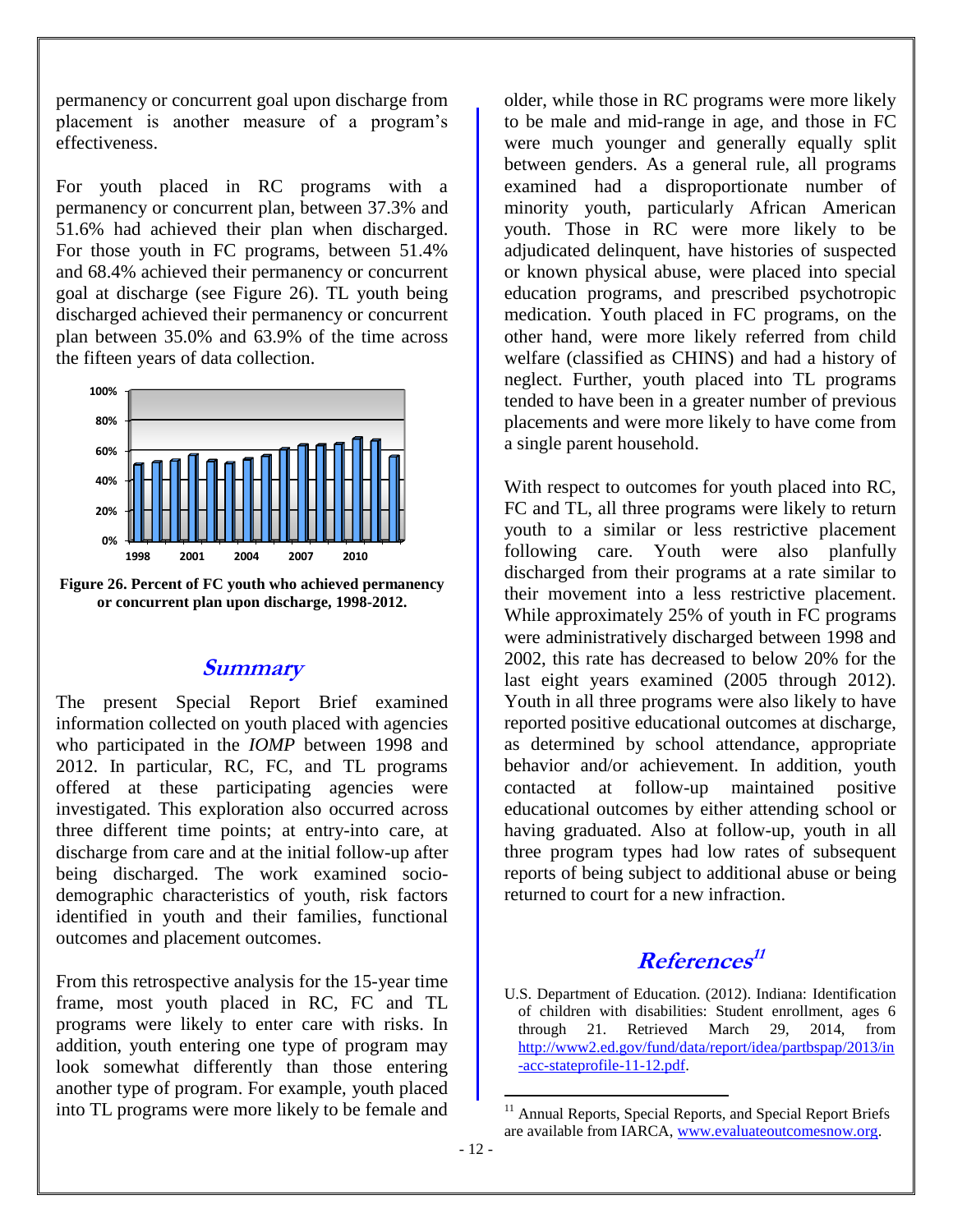permanency or concurrent goal upon discharge from placement is another measure of a program's effectiveness.

For youth placed in RC programs with a permanency or concurrent plan, between 37.3% and 51.6% had achieved their plan when discharged. For those youth in FC programs, between 51.4% and 68.4% achieved their permanency or concurrent goal at discharge (see Figure 26). TL youth being discharged achieved their permanency or concurrent plan between 35.0% and 63.9% of the time across the fifteen years of data collection.

**Figure 26. Percent of FC youth who achieved permanency or concurrent plan upon discharge, 1998-2012.**

## Summary

The present Special Report Brief examined information collected on youth placed with agencies who participated in the *IOMP* between 1998 and 2012. In particular, RC, FC, and TL programs offered at these participating agencies were investigated. This exploration also occurred across three different time points; at entry-into care, at discharge from care and at the initial follow-up after being discharged. The work examined socio-demographic characteristics of youth, risk factors identified in youth and their families, functional outcomes and placement outcomes.

From this retrospective analysis for the 15-year time frame, most youth placed in RC, FC and TL programs were likely to enter care with risks. In addition, youth entering one type of program may look somewhat differently than those entering another type of program. For example, youth placed into TL programs were more likely to be female and older, while those in RC programs were more likely to be male and mid-range in age, and those in FC were much younger and generally equally split between genders. As a general rule, all programs examined had a disproportionate number of minority youth, particularly African American youth. Those in RC were more likely to be adjudicated delinquent, have histories of suspected or known physical abuse, were placed into special education programs, and prescribed psychotropic medication. Youth placed in FC programs, on the other hand, were more likely referred from child welfare (classified as CHINS) and had a history of neglect. Further, youth placed into TL programs tended to have been in a greater number of previous placements and were more likely to have come from a single parent household.

With respect to outcomes for youth placed into RC, FC and TL, all three programs were likely to return youth to a similar or less restrictive placement following care. Youth were also planfully discharged from their programs at a rate similar to their movement into a less restrictive placement. While approximately 25% of youth in FC programs were administratively discharged between 1998 and 2002, this rate has decreased to below 20% for the last eight years examined (2005 through 2012). Youth in all three programs were also likely to have reported positive educational outcomes at discharge, as determined by school attendance, appropriate behavior and/or achievement. In addition, youth contacted at follow-up maintained positive educational outcomes by either attending school or having graduated. Also at follow-up, youth in all three program types had low rates of subsequent reports of being subject to additional abuse or being returned to court for a new infraction.

## References[11]

U.S. Department of Education. (2012). Indiana: Identification of children with disabilities: Student enrollment, ages 6 through 21. Retrieved March 29, 2014, from http://www2.ed.gov/fund/data/report/idea/partbspap/2013/in-acc-stateprofile-11-12.pdf.

[11] Annual Reports, Special Reports, and Special Report Briefs are available from IARCA, www.evaluateoutcomesnow.org.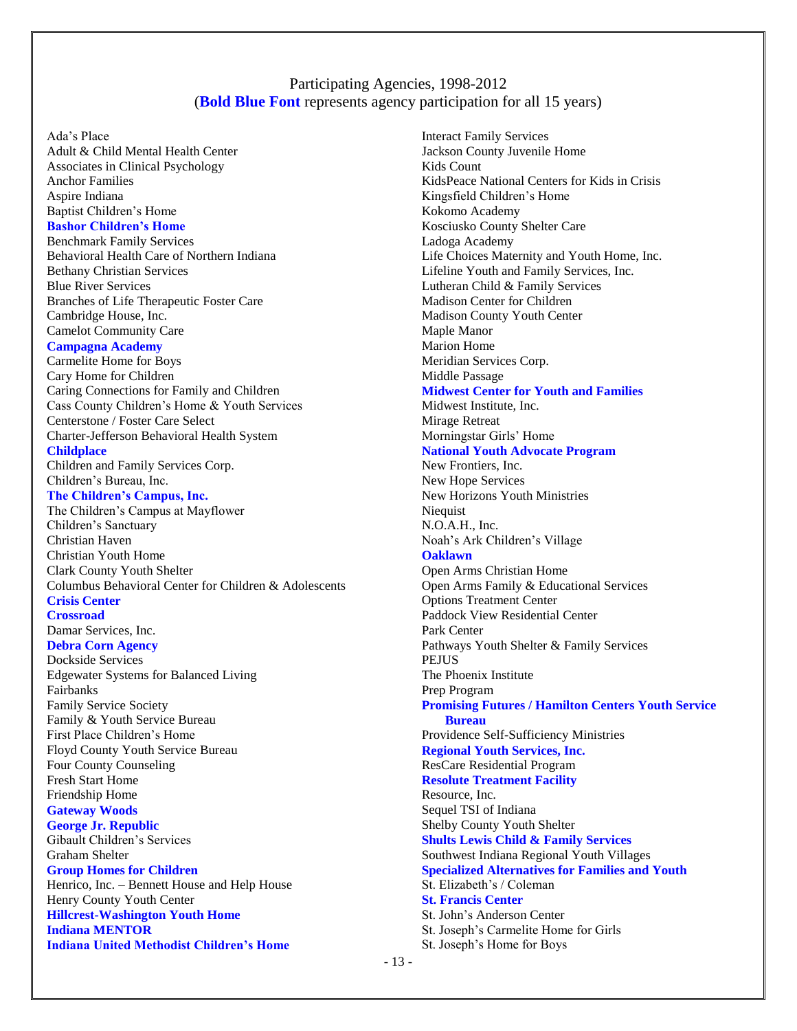Participating Agencies, 1998-2012
(**Bold Blue Font** represents agency participation for all 15 years)

Ada's Place
Adult & Child Mental Health Center
Associates in Clinical Psychology
Anchor Families
Aspire Indiana
Baptist Children's Home
**Bashor Children's Home**
Benchmark Family Services
Behavioral Health Care of Northern Indiana
Bethany Christian Services
Blue River Services
Branches of Life Therapeutic Foster Care
Cambridge House, Inc.
Camelot Community Care
**Campagna Academy**
Carmelite Home for Boys
Cary Home for Children
Caring Connections for Family and Children
Cass County Children's Home & Youth Services
Centerstone / Foster Care Select
Charter-Jefferson Behavioral Health System
**Childplace**
Children and Family Services Corp.
Children's Bureau, Inc.
**The Children's Campus, Inc.**
The Children's Campus at Mayflower
Children's Sanctuary
Christian Haven
Christian Youth Home
Clark County Youth Shelter
Columbus Behavioral Center for Children & Adolescents
**Crisis Center**
**Crossroad**
Damar Services, Inc.
**Debra Corn Agency**
Dockside Services
Edgewater Systems for Balanced Living
Fairbanks
Family Service Society
Family & Youth Service Bureau
First Place Children's Home
Floyd County Youth Service Bureau
Four County Counseling
Fresh Start Home
Friendship Home
**Gateway Woods**
**George Jr. Republic**
Gibault Children's Services
Graham Shelter
**Group Homes for Children**
Henrico, Inc. – Bennett House and Help House
Henry County Youth Center
**Hillcrest-Washington Youth Home**
**Indiana MENTOR**
**Indiana United Methodist Children's Home**
Interact Family Services
Jackson County Juvenile Home
Kids Count
KidsPeace National Centers for Kids in Crisis
Kingsfield Children's Home
Kokomo Academy
Kosciusko County Shelter Care
Ladoga Academy
Life Choices Maternity and Youth Home, Inc.
Lifeline Youth and Family Services, Inc.
Lutheran Child & Family Services
Madison Center for Children
Madison County Youth Center
Maple Manor
Marion Home
Meridian Services Corp.
Middle Passage
**Midwest Center for Youth and Families**
Midwest Institute, Inc.
Mirage Retreat
Morningstar Girls' Home
**National Youth Advocate Program**
New Frontiers, Inc.
New Hope Services
New Horizons Youth Ministries
Niequist
N.O.A.H., Inc.
Noah's Ark Children's Village
**Oaklawn**
Open Arms Christian Home
Open Arms Family & Educational Services
Options Treatment Center
Paddock View Residential Center
Park Center
Pathways Youth Shelter & Family Services
PEJUS
The Phoenix Institute
Prep Program
**Promising Futures / Hamilton Centers Youth Service Bureau**
Providence Self-Sufficiency Ministries
**Regional Youth Services, Inc.**
ResCare Residential Program
**Resolute Treatment Facility**
Resource, Inc.
Sequel TSI of Indiana
Shelby County Youth Shelter
**Shults Lewis Child & Family Services**
Southwest Indiana Regional Youth Villages
**Specialized Alternatives for Families and Youth**
St. Elizabeth's / Coleman
**St. Francis Center**
St. John's Anderson Center
St. Joseph's Carmelite Home for Girls
St. Joseph's Home for Boys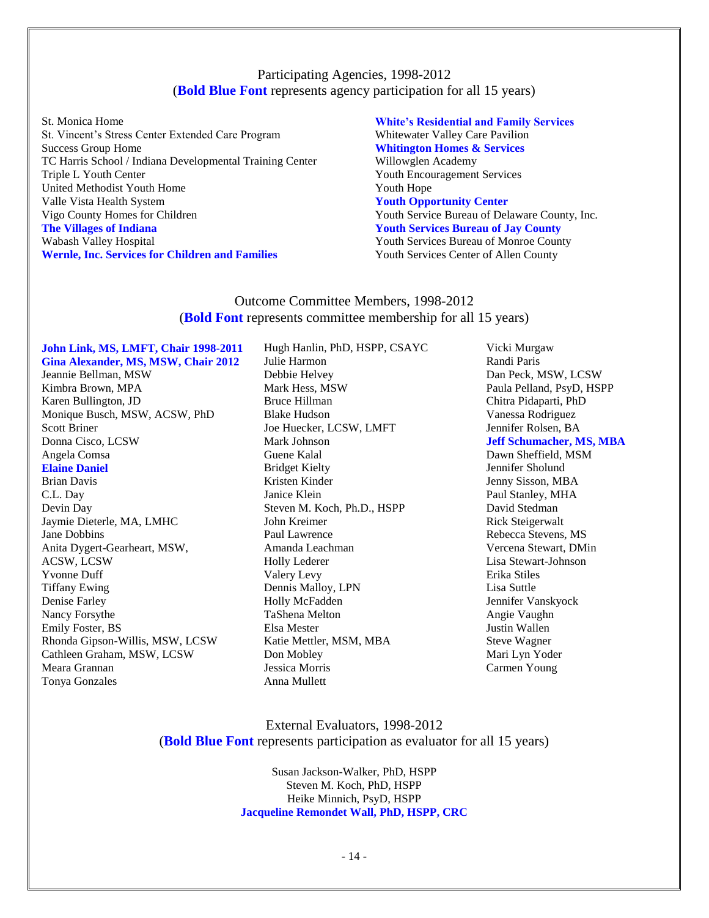## Participating Agencies, 1998-2012

(**Bold Blue Font** represents agency participation for all 15 years)

St. Monica Home
St. Vincent's Stress Center Extended Care Program
Success Group Home
TC Harris School / Indiana Developmental Training Center
Triple L Youth Center
United Methodist Youth Home
Valle Vista Health System
Vigo County Homes for Children
**The Villages of Indiana**
Wabash Valley Hospital
**Wernle, Inc. Services for Children and Families**
**White's Residential and Family Services**
Whitewater Valley Care Pavilion
**Whitington Homes & Services**
Willowglen Academy
Youth Encouragement Services
Youth Hope
**Youth Opportunity Center**
Youth Service Bureau of Delaware County, Inc.
**Youth Services Bureau of Jay County**
Youth Services Bureau of Monroe County
Youth Services Center of Allen County

## Outcome Committee Members, 1998-2012

(**Bold Font** represents committee membership for all 15 years)

**John Link, MS, LMFT, Chair 1998-2011**
**Gina Alexander, MS, MSW, Chair 2012**
Jeannie Bellman, MSW
Kimbra Brown, MPA
Karen Bullington, JD
Monique Busch, MSW, ACSW, PhD
Scott Briner
Donna Cisco, LCSW
Angela Comsa
**Elaine Daniel**
Brian Davis
C.L. Day
Devin Day
Jaymie Dieterle, MA, LMHC
Jane Dobbins
Anita Dygert-Gearheart, MSW, ACSW, LCSW
Yvonne Duff
Tiffany Ewing
Denise Farley
Nancy Forsythe
Emily Foster, BS
Rhonda Gipson-Willis, MSW, LCSW
Cathleen Graham, MSW, LCSW
Meara Grannan
Tonya Gonzales
Hugh Hanlin, PhD, HSPP, CSAYC
Julie Harmon
Debbie Helvey
Mark Hess, MSW
Bruce Hillman
Blake Hudson
Joe Huecker, LCSW, LMFT
Mark Johnson
Guene Kalal
Bridget Kielty
Kristen Kinder
Janice Klein
Steven M. Koch, Ph.D., HSPP
John Kreimer
Paul Lawrence
Amanda Leachman
Holly Lederer
Valery Levy
Dennis Malloy, LPN
Holly McFadden
TaShena Melton
Elsa Mester
Katie Mettler, MSM, MBA
Don Mobley
Jessica Morris
Anna Mullett
Vicki Murgaw
Randi Paris
Dan Peck, MSW, LCSW
Paula Pelland, PsyD, HSPP
Chitra Pidaparti, PhD
Vanessa Rodriguez
Jennifer Rolsen, BA
**Jeff Schumacher, MS, MBA**
Dawn Sheffield, MSM
Jennifer Sholund
Jenny Sisson, MBA
Paul Stanley, MHA
David Stedman
Rick Steigerwalt
Rebecca Stevens, MS
Vercena Stewart, DMin
Lisa Stewart-Johnson
Erika Stiles
Lisa Suttle
Jennifer Vanskyock
Angie Vaughn
Justin Wallen
Steve Wagner
Mari Lyn Yoder
Carmen Young

## External Evaluators, 1998-2012

(**Bold Blue Font** represents participation as evaluator for all 15 years)

Susan Jackson-Walker, PhD, HSPP
Steven M. Koch, PhD, HSPP
Heike Minnich, PsyD, HSPP
**Jacqueline Remondet Wall, PhD, HSPP, CRC**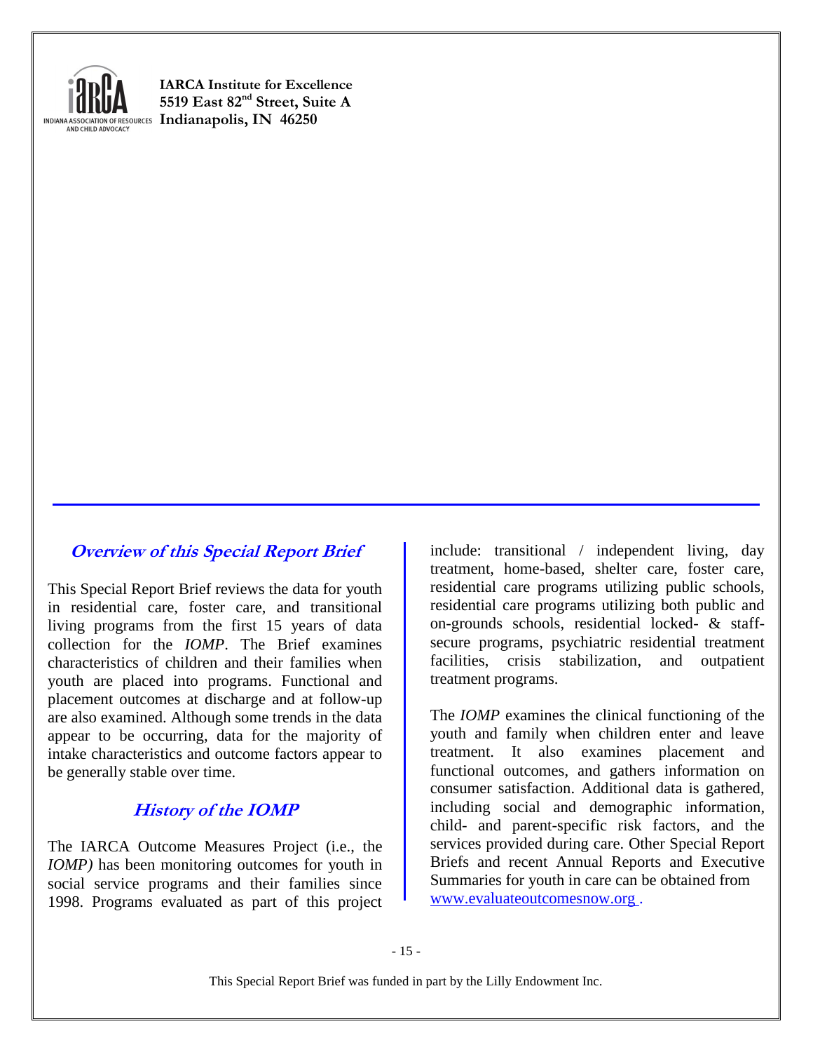**IARCA Institute for Excellence**
**5519 East 82nd Street, Suite A**
**Indianapolis, IN 46250**

## *Overview of this Special Report Brief*

This Special Report Brief reviews the data for youth in residential care, foster care, and transitional living programs from the first 15 years of data collection for the *IOMP*. The Brief examines characteristics of children and their families when youth are placed into programs. Functional and placement outcomes at discharge and at follow-up are also examined. Although some trends in the data appear to be occurring, data for the majority of intake characteristics and outcome factors appear to be generally stable over time.

## *History of the IOMP*

The IARCA Outcome Measures Project (i.e., the *IOMP)* has been monitoring outcomes for youth in social service programs and their families since 1998. Programs evaluated as part of this project include: transitional / independent living, day treatment, home-based, shelter care, foster care, residential care programs utilizing public schools, residential care programs utilizing both public and on-grounds schools, residential locked- & staff-secure programs, psychiatric residential treatment facilities, crisis stabilization, and outpatient treatment programs.

The *IOMP* examines the clinical functioning of the youth and family when children enter and leave treatment. It also examines placement and functional outcomes, and gathers information on consumer satisfaction. Additional data is gathered, including social and demographic information, child- and parent-specific risk factors, and the services provided during care. Other Special Report Briefs and recent Annual Reports and Executive Summaries for youth in care can be obtained from www.evaluateoutcomesnow.org .

This Special Report Brief was funded in part by the Lilly Endowment Inc.